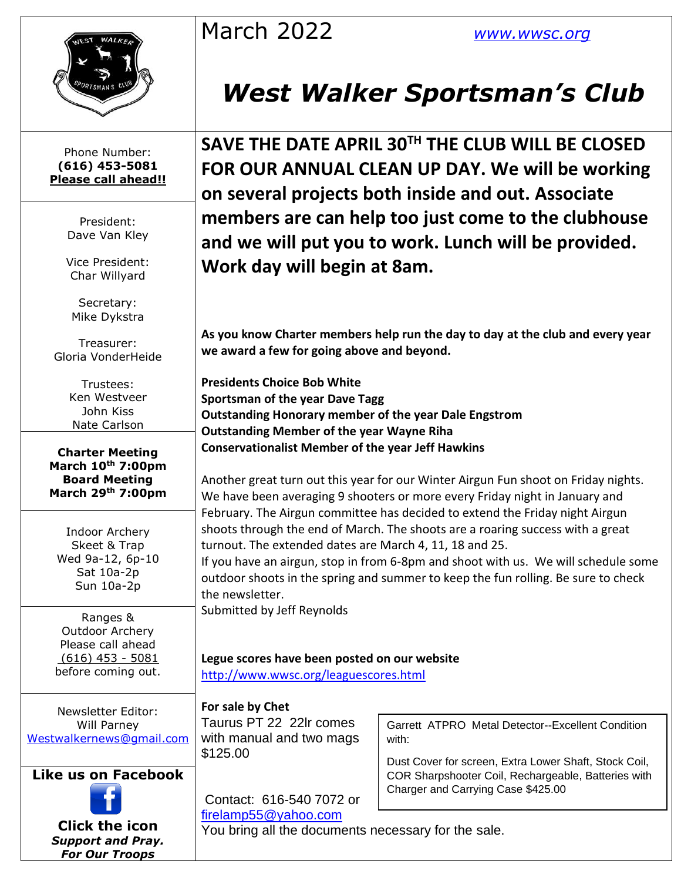March 2022 www.wwsc.org

# *West Walker Sportsman's Club*

Phone Number:
**(616) 453-5081**
**Please call ahead!!**

President:
Dave Van Kley

Vice President:
Char Willyard

Secretary:
Mike Dykstra

Treasurer:
Gloria VonderHeide

Trustees:
Ken Westveer
John Kiss
Nate Carlson

**Charter Meeting**
**March 10th 7:00pm**
**Board Meeting**
**March 29th 7:00pm**

Indoor Archery
Skeet & Trap
Wed 9a-12, 6p-10
Sat 10a-2p
Sun 10a-2p

Ranges &
Outdoor Archery
Please call ahead
(616) 453 - 5081
before coming out.

Newsletter Editor:
Will Parney
Westwalkernews@gmail.com

**Like us on Facebook**

**Click the icon**
***Support and Pray.***
***For Our Troops***

**SAVE THE DATE APRIL 30TH THE CLUB WILL BE CLOSED FOR OUR ANNUAL CLEAN UP DAY. We will be working on several projects both inside and out. Associate members are can help too just come to the clubhouse and we will put you to work. Lunch will be provided. Work day will begin at 8am.**

**As you know Charter members help run the day to day at the club and every year we award a few for going above and beyond.**

**Presidents Choice Bob White**
**Sportsman of the year Dave Tagg**
**Outstanding Honorary member of the year Dale Engstrom**
**Outstanding Member of the year Wayne Riha**
**Conservationalist Member of the year Jeff Hawkins**

Another great turn out this year for our Winter Airgun Fun shoot on Friday nights. We have been averaging 9 shooters or more every Friday night in January and February. The Airgun committee has decided to extend the Friday night Airgun shoots through the end of March. The shoots are a roaring success with a great turnout. The extended dates are March 4, 11, 18 and 25.
If you have an airgun, stop in from 6-8pm and shoot with us. We will schedule some outdoor shoots in the spring and summer to keep the fun rolling. Be sure to check the newsletter.
Submitted by Jeff Reynolds

**Legue scores have been posted on our website**
http://www.wwsc.org/leaguescores.html

**For sale by Chet**
Taurus PT 22 22lr comes with manual and two mags $125.00

Garrett ATPRO Metal Detector--Excellent Condition with:

Dust Cover for screen, Extra Lower Shaft, Stock Coil, COR Sharpshooter Coil, Rechargeable, Batteries with Charger and Carrying Case $425.00

Contact: 616-540 7072 or firelamp55@yahoo.com
You bring all the documents necessary for the sale.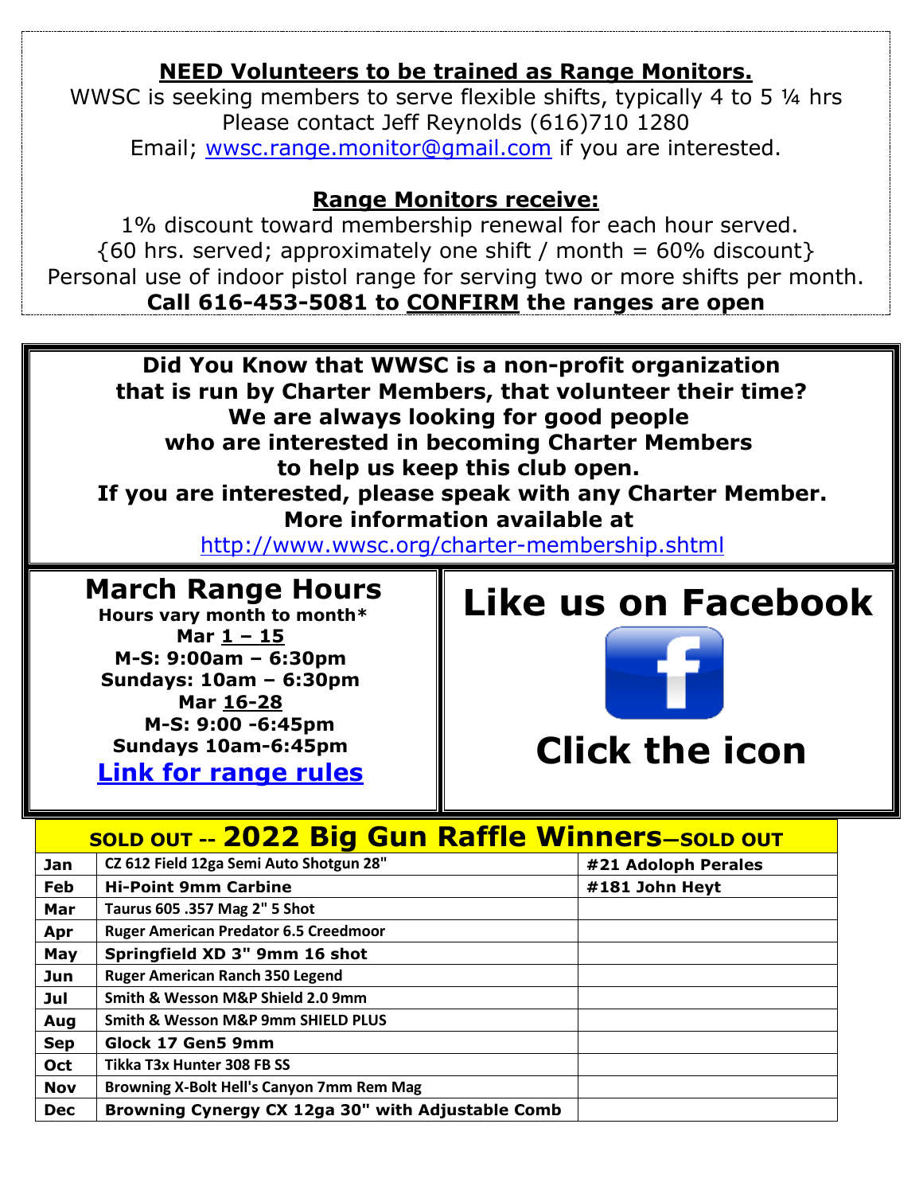## NEED Volunteers to be trained as Range Monitors.

WWSC is seeking members to serve flexible shifts, typically 4 to 5 ¼ hrs
Please contact Jeff Reynolds (616)710 1280
Email; wwsc.range.monitor@gmail.com if you are interested.

## Range Monitors receive:

1% discount toward membership renewal for each hour served.
{60 hrs. served; approximately one shift / month = 60% discount}
Personal use of indoor pistol range for serving two or more shifts per month.

**Call 616-453-5081 to CONFIRM the ranges are open**

**Did You Know that WWSC is a non-profit organization that is run by Charter Members, that volunteer their time?**
**We are always looking for good people who are interested in becoming Charter Members to help us keep this club open.**
**If you are interested, please speak with any Charter Member.**
**More information available at**
http://www.wwsc.org/charter-membership.shtml

## March Range Hours

**Hours vary month to month***

**Mar 1 – 15**
**M-S: 9:00am – 6:30pm**
**Sundays: 10am – 6:30pm**

**Mar 16-28**
**M-S: 9:00 -6:45pm**
**Sundays 10am-6:45pm**

**Link for range rules**

## Like us on Facebook

## Click the icon

| SOLD OUT -- 2022 Big Gun Raffle Winners—SOLD OUT | | |
|---|---|---|
| Jan | CZ 612 Field 12ga Semi Auto Shotgun 28" | #21 Adoloph Perales |
| Feb | Hi-Point 9mm Carbine | #181 John Heyt |
| Mar | Taurus 605 .357 Mag 2" 5 Shot | |
| Apr | Ruger American Predator 6.5 Creedmoor | |
| May | Springfield XD 3" 9mm 16 shot | |
| Jun | Ruger American Ranch 350 Legend | |
| Jul | Smith & Wesson M&P Shield 2.0 9mm | |
| Aug | Smith & Wesson M&P 9mm SHIELD PLUS | |
| Sep | Glock 17 Gen5 9mm | |
| Oct | Tikka T3x Hunter 308 FB SS | |
| Nov | Browning X-Bolt Hell's Canyon 7mm Rem Mag | |
| Dec | Browning Cynergy CX 12ga 30" with Adjustable Comb | |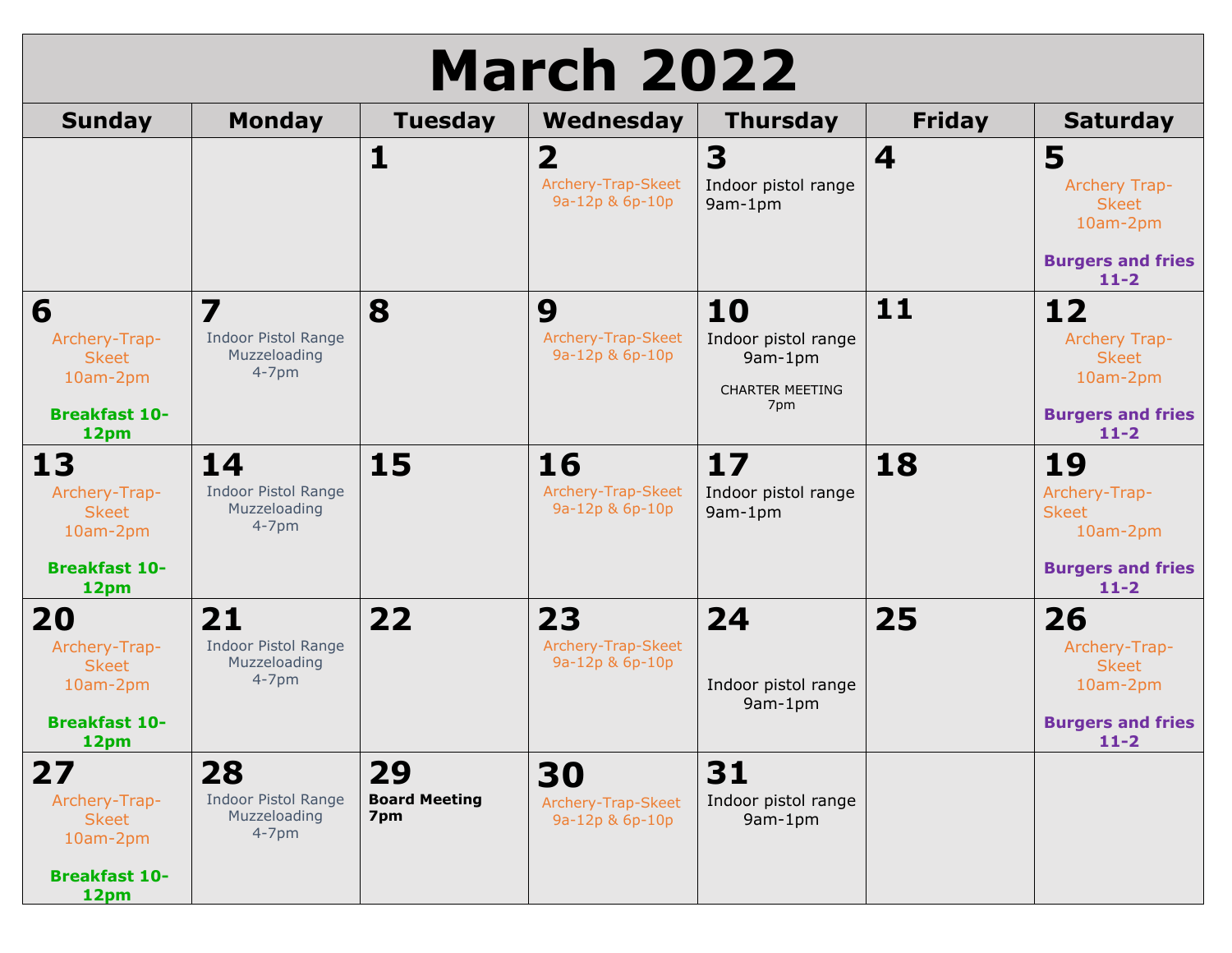# March 2022

| Sunday | Monday | Tuesday | Wednesday | Thursday | Friday | Saturday |
|---|---|---|---|---|---|---|
| | | **1** | **2** Archery-Trap-Skeet 9a-12p & 6p-10p | **3** Indoor pistol range 9am-1pm | **4** | **5** Archery Trap-Skeet 10am-2pm **Burgers and fries 11-2** |
| **6** Archery-Trap-Skeet 10am-2pm **Breakfast 10-12pm** | **7** Indoor Pistol Range Muzzeloading 4-7pm | **8** | **9** Archery-Trap-Skeet 9a-12p & 6p-10p | **10** Indoor pistol range 9am-1pm CHARTER MEETING 7pm | **11** | **12** Archery Trap-Skeet 10am-2pm **Burgers and fries 11-2** |
| **13** Archery-Trap-Skeet 10am-2pm **Breakfast 10-12pm** | **14** Indoor Pistol Range Muzzeloading 4-7pm | **15** | **16** Archery-Trap-Skeet 9a-12p & 6p-10p | **17** Indoor pistol range 9am-1pm | **18** | **19** Archery-Trap-Skeet 10am-2pm **Burgers and fries 11-2** |
| **20** Archery-Trap-Skeet 10am-2pm **Breakfast 10-12pm** | **21** Indoor Pistol Range Muzzeloading 4-7pm | **22** | **23** Archery-Trap-Skeet 9a-12p & 6p-10p | **24** Indoor pistol range 9am-1pm | **25** | **26** Archery-Trap-Skeet 10am-2pm **Burgers and fries 11-2** |
| **27** Archery-Trap-Skeet 10am-2pm **Breakfast 10-12pm** | **28** Indoor Pistol Range Muzzeloading 4-7pm | **29** **Board Meeting 7pm** | **30** Archery-Trap-Skeet 9a-12p & 6p-10p | **31** Indoor pistol range 9am-1pm | | |